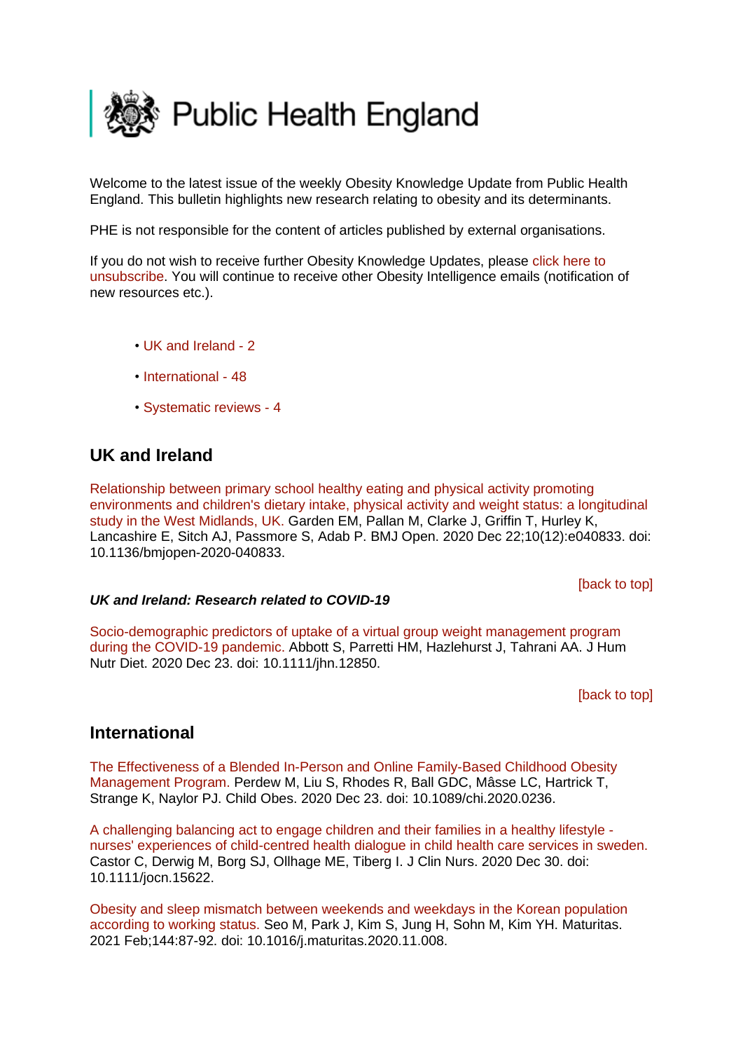# Public Health England

Welcome to the latest issue of the weekly Obesity Knowledge Update from Public Health England. This bulletin highlights new research relating to obesity and its determinants.

PHE is not responsible for the content of articles published by external organisations.

If you do not wish to receive further Obesity Knowledge Updates, please click here to unsubscribe. You will continue to receive other Obesity Intelligence emails (notification of new resources etc.).

- UK and Ireland - 2
- International - 48
- Systematic reviews - 4

## UK and Ireland

Relationship between primary school healthy eating and physical activity promoting environments and children's dietary intake, physical activity and weight status: a longitudinal study in the West Midlands, UK. Garden EM, Pallan M, Clarke J, Griffin T, Hurley K, Lancashire E, Sitch AJ, Passmore S, Adab P. BMJ Open. 2020 Dec 22;10(12):e040833. doi: 10.1136/bmjopen-2020-040833.

[back to top]

***UK and Ireland: Research related to COVID-19***

Socio-demographic predictors of uptake of a virtual group weight management program during the COVID-19 pandemic. Abbott S, Parretti HM, Hazlehurst J, Tahrani AA. J Hum Nutr Diet. 2020 Dec 23. doi: 10.1111/jhn.12850.

[back to top]

## International

The Effectiveness of a Blended In-Person and Online Family-Based Childhood Obesity Management Program. Perdew M, Liu S, Rhodes R, Ball GDC, Mâsse LC, Hartrick T, Strange K, Naylor PJ. Child Obes. 2020 Dec 23. doi: 10.1089/chi.2020.0236.

A challenging balancing act to engage children and their families in a healthy lifestyle - nurses' experiences of child-centred health dialogue in child health care services in sweden. Castor C, Derwig M, Borg SJ, Ollhage ME, Tiberg I. J Clin Nurs. 2020 Dec 30. doi: 10.1111/jocn.15622.

Obesity and sleep mismatch between weekends and weekdays in the Korean population according to working status. Seo M, Park J, Kim S, Jung H, Sohn M, Kim YH. Maturitas. 2021 Feb;144:87-92. doi: 10.1016/j.maturitas.2020.11.008.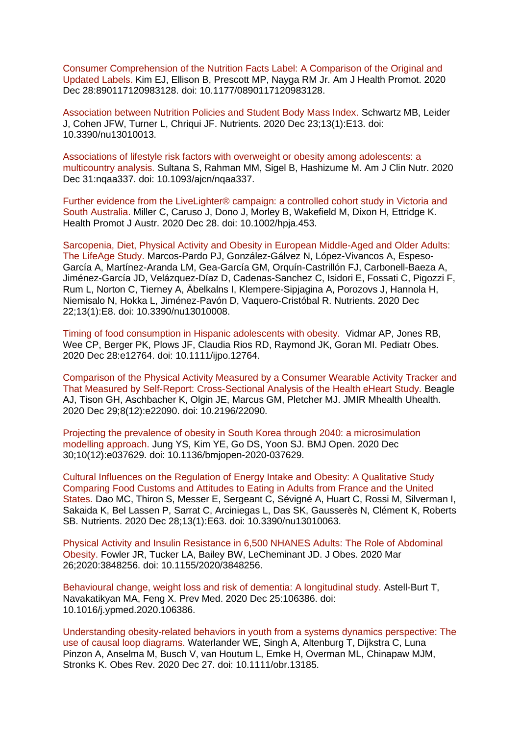Consumer Comprehension of the Nutrition Facts Label: A Comparison of the Original and Updated Labels. Kim EJ, Ellison B, Prescott MP, Nayga RM Jr. Am J Health Promot. 2020 Dec 28:890117120983128. doi: 10.1177/0890117120983128.

Association between Nutrition Policies and Student Body Mass Index. Schwartz MB, Leider J, Cohen JFW, Turner L, Chriqui JF. Nutrients. 2020 Dec 23;13(1):E13. doi: 10.3390/nu13010013.

Associations of lifestyle risk factors with overweight or obesity among adolescents: a multicountry analysis. Sultana S, Rahman MM, Sigel B, Hashizume M. Am J Clin Nutr. 2020 Dec 31:nqaa337. doi: 10.1093/ajcn/nqaa337.

Further evidence from the LiveLighter® campaign: a controlled cohort study in Victoria and South Australia. Miller C, Caruso J, Dono J, Morley B, Wakefield M, Dixon H, Ettridge K. Health Promot J Austr. 2020 Dec 28. doi: 10.1002/hpja.453.

Sarcopenia, Diet, Physical Activity and Obesity in European Middle-Aged and Older Adults: The LifeAge Study. Marcos-Pardo PJ, González-Gálvez N, López-Vivancos A, Espeso-García A, Martínez-Aranda LM, Gea-García GM, Orquín-Castrillón FJ, Carbonell-Baeza A, Jiménez-García JD, Velázquez-Díaz D, Cadenas-Sanchez C, Isidori E, Fossati C, Pigozzi F, Rum L, Norton C, Tierney A, Äbelkalns I, Klempere-Sipjagina A, Porozovs J, Hannola H, Niemisalo N, Hokka L, Jiménez-Pavón D, Vaquero-Cristóbal R. Nutrients. 2020 Dec 22;13(1):E8. doi: 10.3390/nu13010008.

Timing of food consumption in Hispanic adolescents with obesity. Vidmar AP, Jones RB, Wee CP, Berger PK, Plows JF, Claudia Rios RD, Raymond JK, Goran MI. Pediatr Obes. 2020 Dec 28:e12764. doi: 10.1111/ijpo.12764.

Comparison of the Physical Activity Measured by a Consumer Wearable Activity Tracker and That Measured by Self-Report: Cross-Sectional Analysis of the Health eHeart Study. Beagle AJ, Tison GH, Aschbacher K, Olgin JE, Marcus GM, Pletcher MJ. JMIR Mhealth Uhealth. 2020 Dec 29;8(12):e22090. doi: 10.2196/22090.

Projecting the prevalence of obesity in South Korea through 2040: a microsimulation modelling approach. Jung YS, Kim YE, Go DS, Yoon SJ. BMJ Open. 2020 Dec 30;10(12):e037629. doi: 10.1136/bmjopen-2020-037629.

Cultural Influences on the Regulation of Energy Intake and Obesity: A Qualitative Study Comparing Food Customs and Attitudes to Eating in Adults from France and the United States. Dao MC, Thiron S, Messer E, Sergeant C, Sévigné A, Huart C, Rossi M, Silverman I, Sakaida K, Bel Lassen P, Sarrat C, Arciniegas L, Das SK, Gausserès N, Clément K, Roberts SB. Nutrients. 2020 Dec 28;13(1):E63. doi: 10.3390/nu13010063.

Physical Activity and Insulin Resistance in 6,500 NHANES Adults: The Role of Abdominal Obesity. Fowler JR, Tucker LA, Bailey BW, LeCheminant JD. J Obes. 2020 Mar 26;2020:3848256. doi: 10.1155/2020/3848256.

Behavioural change, weight loss and risk of dementia: A longitudinal study. Astell-Burt T, Navakatikyan MA, Feng X. Prev Med. 2020 Dec 25:106386. doi: 10.1016/j.ypmed.2020.106386.

Understanding obesity-related behaviors in youth from a systems dynamics perspective: The use of causal loop diagrams. Waterlander WE, Singh A, Altenburg T, Dijkstra C, Luna Pinzon A, Anselma M, Busch V, van Houtum L, Emke H, Overman ML, Chinapaw MJM, Stronks K. Obes Rev. 2020 Dec 27. doi: 10.1111/obr.13185.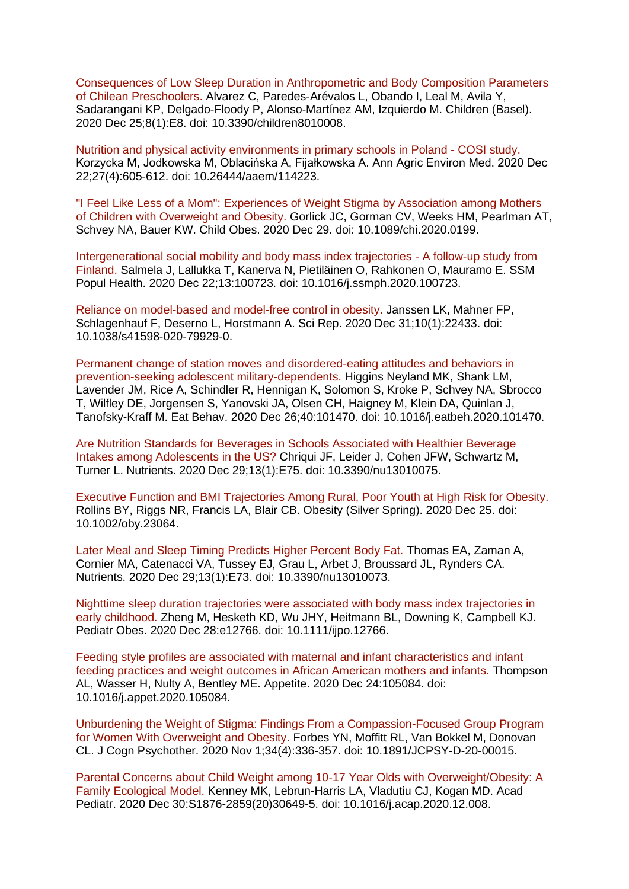Consequences of Low Sleep Duration in Anthropometric and Body Composition Parameters of Chilean Preschoolers. Alvarez C, Paredes-Arévalos L, Obando I, Leal M, Avila Y, Sadarangani KP, Delgado-Floody P, Alonso-Martínez AM, Izquierdo M. Children (Basel). 2020 Dec 25;8(1):E8. doi: 10.3390/children8010008.

Nutrition and physical activity environments in primary schools in Poland - COSI study. Korzycka M, Jodkowska M, Oblacińska A, Fijałkowska A. Ann Agric Environ Med. 2020 Dec 22;27(4):605-612. doi: 10.26444/aaem/114223.

"I Feel Like Less of a Mom": Experiences of Weight Stigma by Association among Mothers of Children with Overweight and Obesity. Gorlick JC, Gorman CV, Weeks HM, Pearlman AT, Schvey NA, Bauer KW. Child Obes. 2020 Dec 29. doi: 10.1089/chi.2020.0199.

Intergenerational social mobility and body mass index trajectories - A follow-up study from Finland. Salmela J, Lallukka T, Kanerva N, Pietiläinen O, Rahkonen O, Mauramo E. SSM Popul Health. 2020 Dec 22;13:100723. doi: 10.1016/j.ssmph.2020.100723.

Reliance on model-based and model-free control in obesity. Janssen LK, Mahner FP, Schlagenhauf F, Deserno L, Horstmann A. Sci Rep. 2020 Dec 31;10(1):22433. doi: 10.1038/s41598-020-79929-0.

Permanent change of station moves and disordered-eating attitudes and behaviors in prevention-seeking adolescent military-dependents. Higgins Neyland MK, Shank LM, Lavender JM, Rice A, Schindler R, Hennigan K, Solomon S, Kroke P, Schvey NA, Sbrocco T, Wilfley DE, Jorgensen S, Yanovski JA, Olsen CH, Haigney M, Klein DA, Quinlan J, Tanofsky-Kraff M. Eat Behav. 2020 Dec 26;40:101470. doi: 10.1016/j.eatbeh.2020.101470.

Are Nutrition Standards for Beverages in Schools Associated with Healthier Beverage Intakes among Adolescents in the US? Chriqui JF, Leider J, Cohen JFW, Schwartz M, Turner L. Nutrients. 2020 Dec 29;13(1):E75. doi: 10.3390/nu13010075.

Executive Function and BMI Trajectories Among Rural, Poor Youth at High Risk for Obesity. Rollins BY, Riggs NR, Francis LA, Blair CB. Obesity (Silver Spring). 2020 Dec 25. doi: 10.1002/oby.23064.

Later Meal and Sleep Timing Predicts Higher Percent Body Fat. Thomas EA, Zaman A, Cornier MA, Catenacci VA, Tussey EJ, Grau L, Arbet J, Broussard JL, Rynders CA. Nutrients. 2020 Dec 29;13(1):E73. doi: 10.3390/nu13010073.

Nighttime sleep duration trajectories were associated with body mass index trajectories in early childhood. Zheng M, Hesketh KD, Wu JHY, Heitmann BL, Downing K, Campbell KJ. Pediatr Obes. 2020 Dec 28:e12766. doi: 10.1111/ijpo.12766.

Feeding style profiles are associated with maternal and infant characteristics and infant feeding practices and weight outcomes in African American mothers and infants. Thompson AL, Wasser H, Nulty A, Bentley ME. Appetite. 2020 Dec 24:105084. doi: 10.1016/j.appet.2020.105084.

Unburdening the Weight of Stigma: Findings From a Compassion-Focused Group Program for Women With Overweight and Obesity. Forbes YN, Moffitt RL, Van Bokkel M, Donovan CL. J Cogn Psychother. 2020 Nov 1;34(4):336-357. doi: 10.1891/JCPSY-D-20-00015.

Parental Concerns about Child Weight among 10-17 Year Olds with Overweight/Obesity: A Family Ecological Model. Kenney MK, Lebrun-Harris LA, Vladutiu CJ, Kogan MD. Acad Pediatr. 2020 Dec 30:S1876-2859(20)30649-5. doi: 10.1016/j.acap.2020.12.008.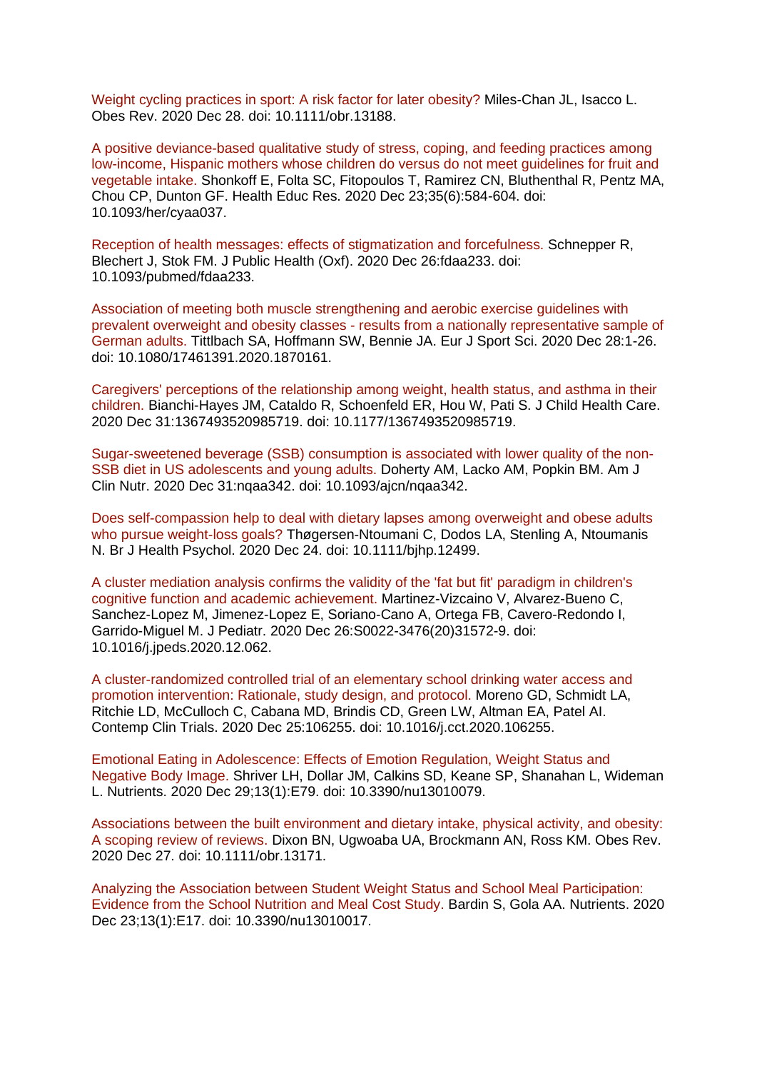Weight cycling practices in sport: A risk factor for later obesity? Miles-Chan JL, Isacco L. Obes Rev. 2020 Dec 28. doi: 10.1111/obr.13188.

A positive deviance-based qualitative study of stress, coping, and feeding practices among low-income, Hispanic mothers whose children do versus do not meet guidelines for fruit and vegetable intake. Shonkoff E, Folta SC, Fitopoulos T, Ramirez CN, Bluthenthal R, Pentz MA, Chou CP, Dunton GF. Health Educ Res. 2020 Dec 23;35(6):584-604. doi: 10.1093/her/cyaa037.

Reception of health messages: effects of stigmatization and forcefulness. Schnepper R, Blechert J, Stok FM. J Public Health (Oxf). 2020 Dec 26:fdaa233. doi: 10.1093/pubmed/fdaa233.

Association of meeting both muscle strengthening and aerobic exercise guidelines with prevalent overweight and obesity classes - results from a nationally representative sample of German adults. Tittlbach SA, Hoffmann SW, Bennie JA. Eur J Sport Sci. 2020 Dec 28:1-26. doi: 10.1080/17461391.2020.1870161.

Caregivers' perceptions of the relationship among weight, health status, and asthma in their children. Bianchi-Hayes JM, Cataldo R, Schoenfeld ER, Hou W, Pati S. J Child Health Care. 2020 Dec 31:1367493520985719. doi: 10.1177/1367493520985719.

Sugar-sweetened beverage (SSB) consumption is associated with lower quality of the non-SSB diet in US adolescents and young adults. Doherty AM, Lacko AM, Popkin BM. Am J Clin Nutr. 2020 Dec 31:nqaa342. doi: 10.1093/ajcn/nqaa342.

Does self-compassion help to deal with dietary lapses among overweight and obese adults who pursue weight-loss goals? Thøgersen-Ntoumani C, Dodos LA, Stenling A, Ntoumanis N. Br J Health Psychol. 2020 Dec 24. doi: 10.1111/bjhp.12499.

A cluster mediation analysis confirms the validity of the 'fat but fit' paradigm in children's cognitive function and academic achievement. Martinez-Vizcaino V, Alvarez-Bueno C, Sanchez-Lopez M, Jimenez-Lopez E, Soriano-Cano A, Ortega FB, Cavero-Redondo I, Garrido-Miguel M. J Pediatr. 2020 Dec 26:S0022-3476(20)31572-9. doi: 10.1016/j.jpeds.2020.12.062.

A cluster-randomized controlled trial of an elementary school drinking water access and promotion intervention: Rationale, study design, and protocol. Moreno GD, Schmidt LA, Ritchie LD, McCulloch C, Cabana MD, Brindis CD, Green LW, Altman EA, Patel AI. Contemp Clin Trials. 2020 Dec 25:106255. doi: 10.1016/j.cct.2020.106255.

Emotional Eating in Adolescence: Effects of Emotion Regulation, Weight Status and Negative Body Image. Shriver LH, Dollar JM, Calkins SD, Keane SP, Shanahan L, Wideman L. Nutrients. 2020 Dec 29;13(1):E79. doi: 10.3390/nu13010079.

Associations between the built environment and dietary intake, physical activity, and obesity: A scoping review of reviews. Dixon BN, Ugwoaba UA, Brockmann AN, Ross KM. Obes Rev. 2020 Dec 27. doi: 10.1111/obr.13171.

Analyzing the Association between Student Weight Status and School Meal Participation: Evidence from the School Nutrition and Meal Cost Study. Bardin S, Gola AA. Nutrients. 2020 Dec 23;13(1):E17. doi: 10.3390/nu13010017.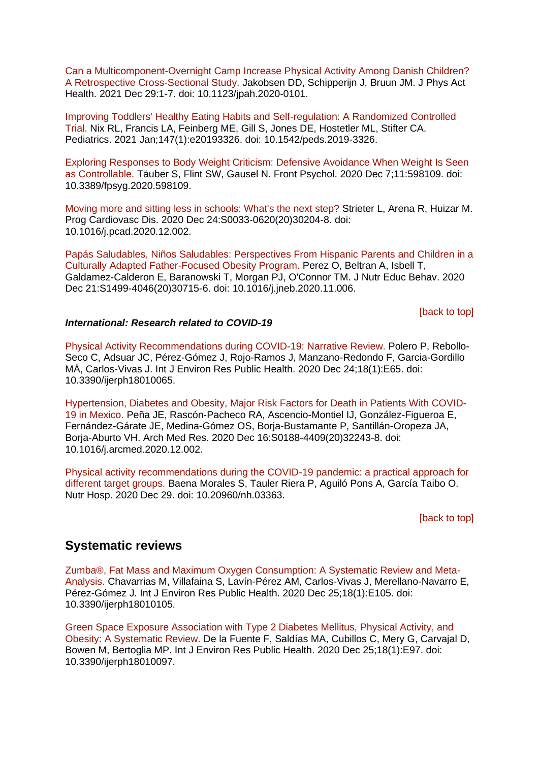Can a Multicomponent-Overnight Camp Increase Physical Activity Among Danish Children? A Retrospective Cross-Sectional Study. Jakobsen DD, Schipperijn J, Bruun JM. J Phys Act Health. 2021 Dec 29:1-7. doi: 10.1123/jpah.2020-0101.

Improving Toddlers' Healthy Eating Habits and Self-regulation: A Randomized Controlled Trial. Nix RL, Francis LA, Feinberg ME, Gill S, Jones DE, Hostetler ML, Stifter CA. Pediatrics. 2021 Jan;147(1):e20193326. doi: 10.1542/peds.2019-3326.

Exploring Responses to Body Weight Criticism: Defensive Avoidance When Weight Is Seen as Controllable. Täuber S, Flint SW, Gausel N. Front Psychol. 2020 Dec 7;11:598109. doi: 10.3389/fpsyg.2020.598109.

Moving more and sitting less in schools: What's the next step? Strieter L, Arena R, Huizar M. Prog Cardiovasc Dis. 2020 Dec 24:S0033-0620(20)30204-8. doi: 10.1016/j.pcad.2020.12.002.

Papás Saludables, Niños Saludables: Perspectives From Hispanic Parents and Children in a Culturally Adapted Father-Focused Obesity Program. Perez O, Beltran A, Isbell T, Galdamez-Calderon E, Baranowski T, Morgan PJ, O'Connor TM. J Nutr Educ Behav. 2020 Dec 21:S1499-4046(20)30715-6. doi: 10.1016/j.jneb.2020.11.006.

[back to top]

***International: Research related to COVID-19***

Physical Activity Recommendations during COVID-19: Narrative Review. Polero P, Rebollo-Seco C, Adsuar JC, Pérez-Gómez J, Rojo-Ramos J, Manzano-Redondo F, Garcia-Gordillo MÁ, Carlos-Vivas J. Int J Environ Res Public Health. 2020 Dec 24;18(1):E65. doi: 10.3390/ijerph18010065.

Hypertension, Diabetes and Obesity, Major Risk Factors for Death in Patients With COVID-19 in Mexico. Peña JE, Rascón-Pacheco RA, Ascencio-Montiel IJ, González-Figueroa E, Fernández-Gárate JE, Medina-Gómez OS, Borja-Bustamante P, Santillán-Oropeza JA, Borja-Aburto VH. Arch Med Res. 2020 Dec 16:S0188-4409(20)32243-8. doi: 10.1016/j.arcmed.2020.12.002.

Physical activity recommendations during the COVID-19 pandemic: a practical approach for different target groups. Baena Morales S, Tauler Riera P, Aguiló Pons A, García Taibo O. Nutr Hosp. 2020 Dec 29. doi: 10.20960/nh.03363.

[back to top]

## Systematic reviews

Zumba®, Fat Mass and Maximum Oxygen Consumption: A Systematic Review and Meta-Analysis. Chavarrias M, Villafaina S, Lavín-Pérez AM, Carlos-Vivas J, Merellano-Navarro E, Pérez-Gómez J. Int J Environ Res Public Health. 2020 Dec 25;18(1):E105. doi: 10.3390/ijerph18010105.

Green Space Exposure Association with Type 2 Diabetes Mellitus, Physical Activity, and Obesity: A Systematic Review. De la Fuente F, Saldías MA, Cubillos C, Mery G, Carvajal D, Bowen M, Bertoglia MP. Int J Environ Res Public Health. 2020 Dec 25;18(1):E97. doi: 10.3390/ijerph18010097.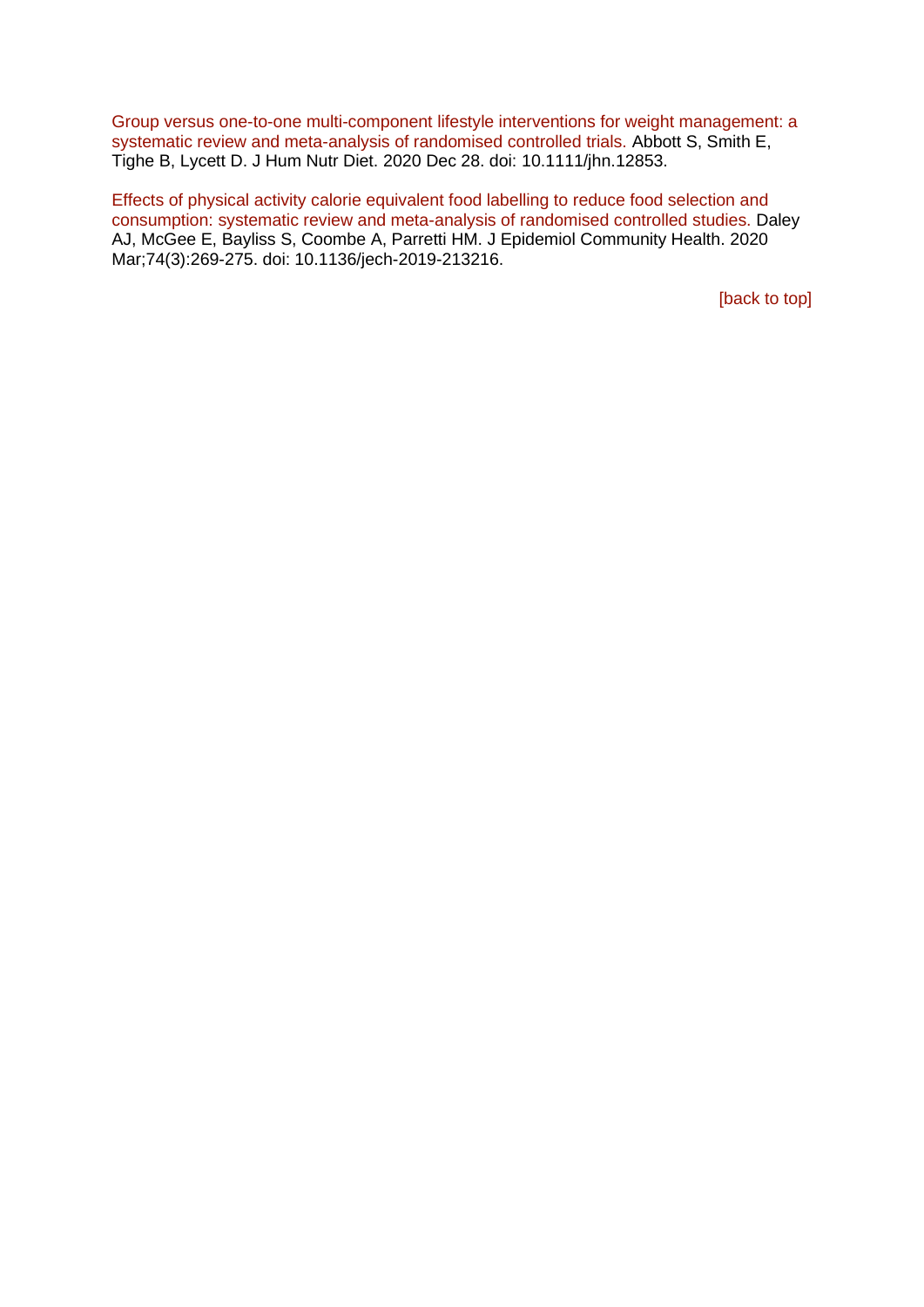Group versus one-to-one multi-component lifestyle interventions for weight management: a systematic review and meta-analysis of randomised controlled trials. Abbott S, Smith E, Tighe B, Lycett D. J Hum Nutr Diet. 2020 Dec 28. doi: 10.1111/jhn.12853.

Effects of physical activity calorie equivalent food labelling to reduce food selection and consumption: systematic review and meta-analysis of randomised controlled studies. Daley AJ, McGee E, Bayliss S, Coombe A, Parretti HM. J Epidemiol Community Health. 2020 Mar;74(3):269-275. doi: 10.1136/jech-2019-213216.

[back to top]